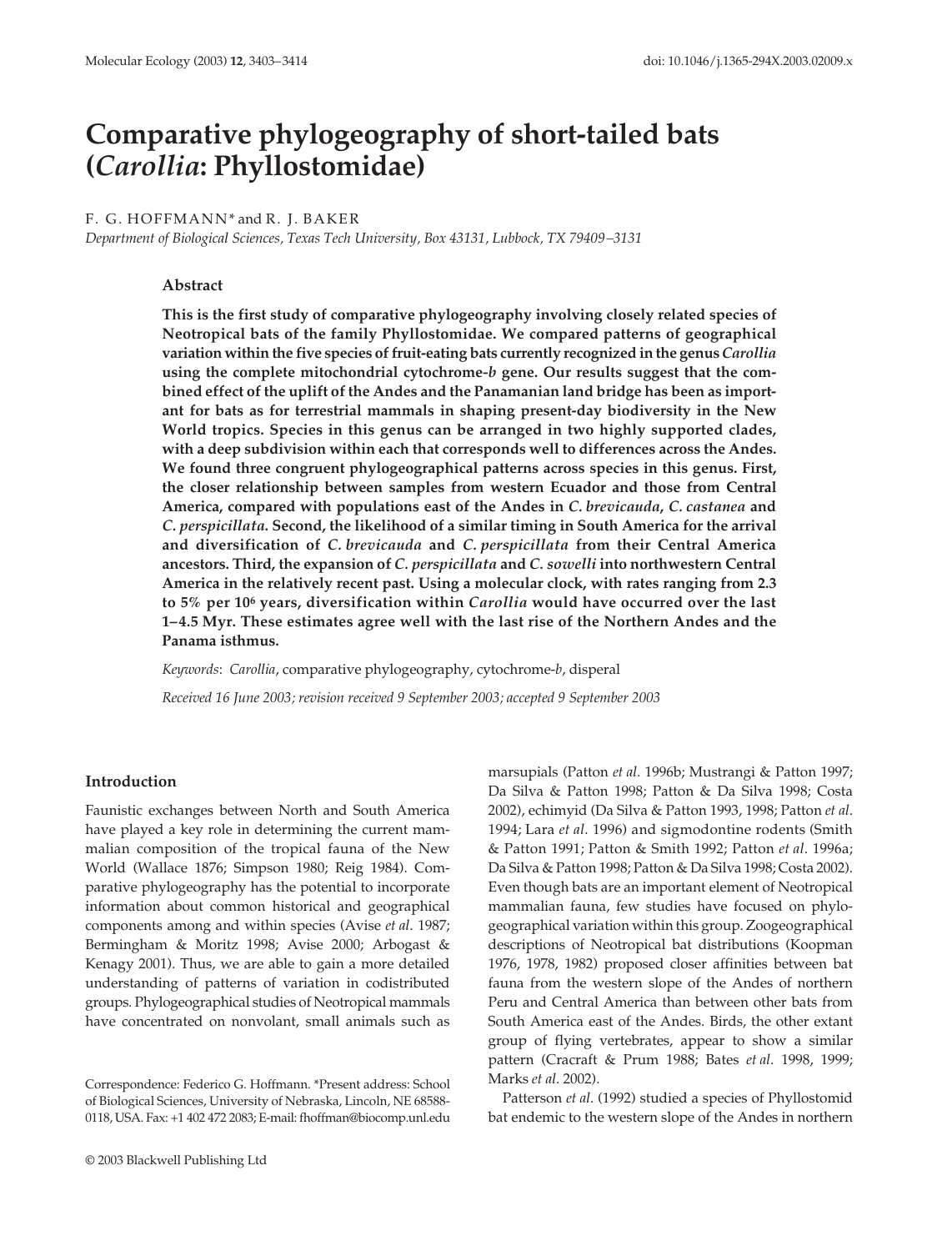# Comparative phylogeography of short-tailed bats (*Carollia*: Phyllostomidae)

F. G. HOFFMANN* and R. J. BAKER

*Department of Biological Sciences, Texas Tech University, Box 43131, Lubbock, TX 79409–3131*

## Abstract

**This is the first study of comparative phylogeography involving closely related species of Neotropical bats of the family Phyllostomidae. We compared patterns of geographical variation within the five species of fruit-eating bats currently recognized in the genus *Carollia* using the complete mitochondrial cytochrome-*b* gene. Our results suggest that the combined effect of the uplift of the Andes and the Panamanian land bridge has been as important for bats as for terrestrial mammals in shaping present-day biodiversity in the New World tropics. Species in this genus can be arranged in two highly supported clades, with a deep subdivision within each that corresponds well to differences across the Andes. We found three congruent phylogeographical patterns across species in this genus. First, the closer relationship between samples from western Ecuador and those from Central America, compared with populations east of the Andes in *C. brevicauda*, *C. castanea* and *C. perspicillata*. Second, the likelihood of a similar timing in South America for the arrival and diversification of *C. brevicauda* and *C. perspicillata* from their Central America ancestors. Third, the expansion of *C. perspicillata* and *C. sowelli* into northwestern Central America in the relatively recent past. Using a molecular clock, with rates ranging from 2.3 to 5% per $10^6$ years, diversification within *Carollia* would have occurred over the last 1–4.5 Myr. These estimates agree well with the last rise of the Northern Andes and the Panama isthmus.**

*Keywords*: *Carollia*, comparative phylogeography, cytochrome-*b*, disperal

*Received 16 June 2003; revision received 9 September 2003; accepted 9 September 2003*

## Introduction

Faunistic exchanges between North and South America have played a key role in determining the current mammalian composition of the tropical fauna of the New World (Wallace 1876; Simpson 1980; Reig 1984). Comparative phylogeography has the potential to incorporate information about common historical and geographical components among and within species (Avise *et al*. 1987; Bermingham & Moritz 1998; Avise 2000; Arbogast & Kenagy 2001). Thus, we are able to gain a more detailed understanding of patterns of variation in codistributed groups. Phylogeographical studies of Neotropical mammals have concentrated on nonvolant, small animals such as marsupials (Patton *et al*. 1996b; Mustrangi & Patton 1997; Da Silva & Patton 1998; Patton & Da Silva 1998; Costa 2002), echimyid (Da Silva & Patton 1993, 1998; Patton *et al*. 1994; Lara *et al*. 1996) and sigmodontine rodents (Smith & Patton 1991; Patton & Smith 1992; Patton *et al*. 1996a; Da Silva & Patton 1998; Patton & Da Silva 1998; Costa 2002). Even though bats are an important element of Neotropical mammalian fauna, few studies have focused on phylogeographical variation within this group. Zoogeographical descriptions of Neotropical bat distributions (Koopman 1976, 1978, 1982) proposed closer affinities between bat fauna from the western slope of the Andes of northern Peru and Central America than between other bats from South America east of the Andes. Birds, the other extant group of flying vertebrates, appear to show a similar pattern (Cracraft & Prum 1988; Bates *et al*. 1998, 1999; Marks *et al*. 2002).

Patterson *et al*. (1992) studied a species of Phyllostomid bat endemic to the western slope of the Andes in northern

Correspondence: Federico G. Hoffmann. *Present address: School of Biological Sciences, University of Nebraska, Lincoln, NE 68588-0118, USA. Fax: +1 402 472 2083; E-mail: fhoffman@biocomp.unl.edu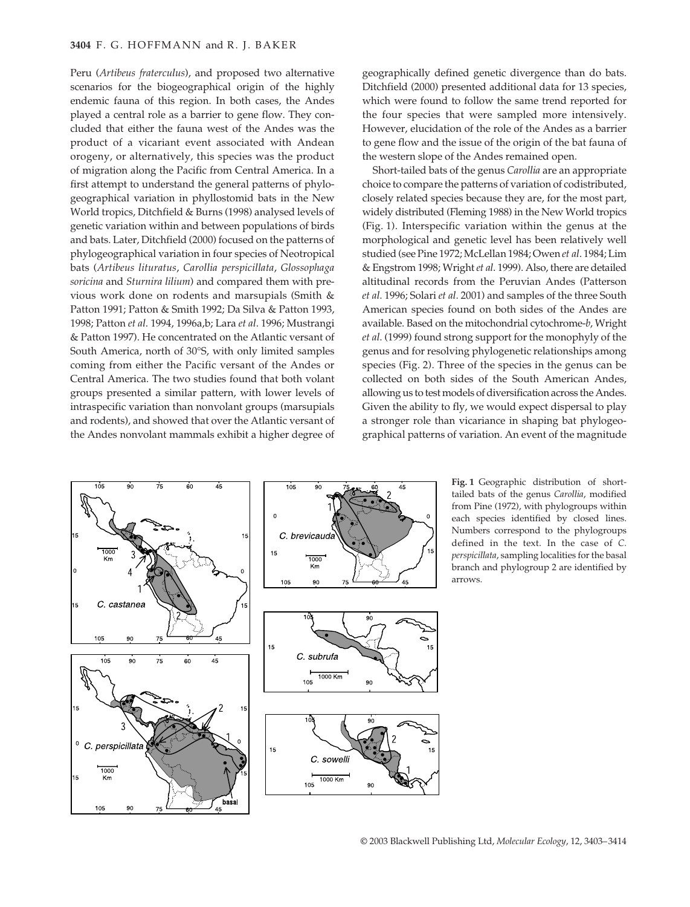Peru (*Artibeus fraterculus*), and proposed two alternative scenarios for the biogeographical origin of the highly endemic fauna of this region. In both cases, the Andes played a central role as a barrier to gene flow. They concluded that either the fauna west of the Andes was the product of a vicariant event associated with Andean orogeny, or alternatively, this species was the product of migration along the Pacific from Central America. In a first attempt to understand the general patterns of phylogeographical variation in phyllostomid bats in the New World tropics, Ditchfield & Burns (1998) analysed levels of genetic variation within and between populations of birds and bats. Later, Ditchfield (2000) focused on the patterns of phylogeographical variation in four species of Neotropical bats (*Artibeus lituratus*, *Carollia perspicillata*, *Glossophaga soricina* and *Sturnira lilium*) and compared them with previous work done on rodents and marsupials (Smith & Patton 1991; Patton & Smith 1992; Da Silva & Patton 1993, 1998; Patton *et al*. 1994, 1996a,b; Lara *et al*. 1996; Mustrangi & Patton 1997). He concentrated on the Atlantic versant of South America, north of 30°S, with only limited samples coming from either the Pacific versant of the Andes or Central America. The two studies found that both volant groups presented a similar pattern, with lower levels of intraspecific variation than nonvolant groups (marsupials and rodents), and showed that over the Atlantic versant of the Andes nonvolant mammals exhibit a higher degree of geographically defined genetic divergence than do bats. Ditchfield (2000) presented additional data for 13 species, which were found to follow the same trend reported for the four species that were sampled more intensively. However, elucidation of the role of the Andes as a barrier to gene flow and the issue of the origin of the bat fauna of the western slope of the Andes remained open.

Short-tailed bats of the genus *Carollia* are an appropriate choice to compare the patterns of variation of codistributed, closely related species because they are, for the most part, widely distributed (Fleming 1988) in the New World tropics (Fig. 1). Interspecific variation within the genus at the morphological and genetic level has been relatively well studied (see Pine 1972; McLellan 1984; Owen *et al*. 1984; Lim & Engstrom 1998; Wright *et al*. 1999). Also, there are detailed altitudinal records from the Peruvian Andes (Patterson *et al*. 1996; Solari *et al*. 2001) and samples of the three South American species found on both sides of the Andes are available. Based on the mitochondrial cytochrome-*b*, Wright *et al*. (1999) found strong support for the monophyly of the genus and for resolving phylogenetic relationships among species (Fig. 2). Three of the species in the genus can be collected on both sides of the South American Andes, allowing us to test models of diversification across the Andes. Given the ability to fly, we would expect dispersal to play a stronger role than vicariance in shaping bat phylogeographical patterns of variation. An event of the magnitude

**Fig. 1** Geographic distribution of short-tailed bats of the genus *Carollia*, modified from Pine (1972), with phylogroups within each species identified by closed lines. Numbers correspond to the phylogroups defined in the text. In the case of *C. perspicillata*, sampling localities for the basal branch and phylogroup 2 are identified by arrows.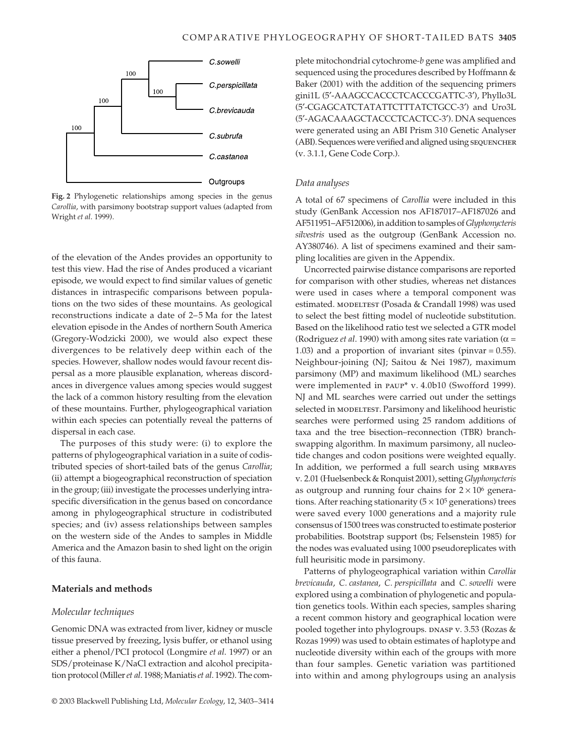**Fig. 2** Phylogenetic relationships among species in the genus *Carollia*, with parsimony bootstrap support values (adapted from Wright *et al*. 1999).

of the elevation of the Andes provides an opportunity to test this view. Had the rise of Andes produced a vicariant episode, we would expect to find similar values of genetic distances in intraspecific comparisons between populations on the two sides of these mountains. As geological reconstructions indicate a date of 2–5 Ma for the latest elevation episode in the Andes of northern South America (Gregory-Wodzicki 2000), we would also expect these divergences to be relatively deep within each of the species. However, shallow nodes would favour recent dispersal as a more plausible explanation, whereas discordances in divergence values among species would suggest the lack of a common history resulting from the elevation of these mountains. Further, phylogeographical variation within each species can potentially reveal the patterns of dispersal in each case.

The purposes of this study were: (i) to explore the patterns of phylogeographical variation in a suite of codistributed species of short-tailed bats of the genus *Carollia*; (ii) attempt a biogeographical reconstruction of speciation in the group; (iii) investigate the processes underlying intraspecific diversification in the genus based on concordance among in phylogeographical structure in codistributed species; and (iv) assess relationships between samples on the western side of the Andes to samples in Middle America and the Amazon basin to shed light on the origin of this fauna.

## Materials and methods

### Molecular techniques

Genomic DNA was extracted from liver, kidney or muscle tissue preserved by freezing, lysis buffer, or ethanol using either a phenol/PCI protocol (Longmire *et al*. 1997) or an SDS/proteinase K/NaCl extraction and alcohol precipitation protocol (Miller *et al*. 1988; Maniatis *et al*. 1992). The complete mitochondrial cytochrome-*b* gene was amplified and sequenced using the procedures described by Hoffmann & Baker (2001) with the addition of the sequencing primers gini1L (5′-AAAGCCACCCTCACCCGATTC-3′), Phyllo3L (5′-CGAGCATCTATATTCTTTATCTGCC-3′) and Uro3L (5′-AGACAAAGCTACCCTCACTCC-3′). DNA sequences were generated using an ABI Prism 310 Genetic Analyser (ABI). Sequences were verified and aligned using SEQUENCHER (v. 3.1.1, Gene Code Corp.).

### Data analyses

A total of 67 specimens of *Carollia* were included in this study (GenBank Accession nos AF187017–AF187026 and AF511951–AF512006), in addition to samples of *Glyphonycteris silvestris* used as the outgroup (GenBank Accession no. AY380746). A list of specimens examined and their sampling localities are given in the Appendix.

Uncorrected pairwise distance comparisons are reported for comparison with other studies, whereas net distances were used in cases where a temporal component was estimated. MODELTEST (Posada & Crandall 1998) was used to select the best fitting model of nucleotide substitution. Based on the likelihood ratio test we selected a GTR model (Rodriguez *et al*. 1990) with among sites rate variation ($\alpha$ = 1.03) and a proportion of invariant sites (pinvar = 0.55). Neighbour-joining (NJ; Saitou & Nei 1987), maximum parsimony (MP) and maximum likelihood (ML) searches were implemented in PAUP* v. 4.0b10 (Swofford 1999). NJ and ML searches were carried out under the settings selected in MODELTEST. Parsimony and likelihood heuristic searches were performed using 25 random additions of taxa and the tree bisection–reconnection (TBR) branch-swapping algorithm. In maximum parsimony, all nucleotide changes and codon positions were weighted equally. In addition, we performed a full search using MRBAYES v. 2.01 (Huelsenbeck & Ronquist 2001), setting *Glyphonycteris* as outgroup and running four chains for $2 \times 10^6$ generations. After reaching stationarity ($5 \times 10^5$ generations) trees were saved every 1000 generations and a majority rule consensus of 1500 trees was constructed to estimate posterior probabilities. Bootstrap support (bs; Felsenstein 1985) for the nodes was evaluated using 1000 pseudoreplicates with full heurisitic mode in parsimony.

Patterns of phylogeographical variation within *Carollia brevicauda*, *C. castanea*, *C. perspicillata* and *C. sowelli* were explored using a combination of phylogenetic and population genetics tools. Within each species, samples sharing a recent common history and geographical location were pooled together into phylogroups. DNASP v. 3.53 (Rozas & Rozas 1999) was used to obtain estimates of haplotype and nucleotide diversity within each of the groups with more than four samples. Genetic variation was partitioned into within and among phylogroups using an analysis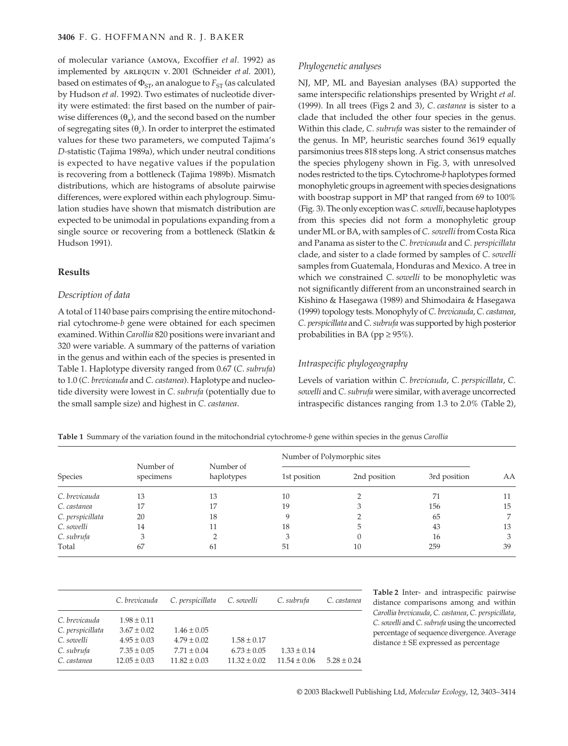of molecular variance (AMOVA, Excoffier *et al*. 1992) as implemented by ARLEQUIN v. 2001 (Schneider *et al*. 2001), based on estimates of $\Phi_{ST}$, an analogue to $F_{ST}$ (as calculated by Hudson *et al*. 1992). Two estimates of nucleotide diversity were estimated: the first based on the number of pairwise differences ($\theta_\pi$), and the second based on the number of segregating sites ($\theta_s$). In order to interpret the estimated values for these two parameters, we computed Tajima's *D*-statistic (Tajima 1989a), which under neutral conditions is expected to have negative values if the population is recovering from a bottleneck (Tajima 1989b). Mismatch distributions, which are histograms of absolute pairwise differences, were explored within each phylogroup. Simulation studies have shown that mismatch distribution are expected to be unimodal in populations expanding from a single source or recovering from a bottleneck (Slatkin & Hudson 1991).

## Results

### Description of data

A total of 1140 base pairs comprising the entire mitochondrial cytochrome-*b* gene were obtained for each specimen examined. Within *Carollia* 820 positions were invariant and 320 were variable. A summary of the patterns of variation in the genus and within each of the species is presented in Table 1. Haplotype diversity ranged from 0.67 (*C. subrufa*) to 1.0 (*C. brevicauda* and *C. castanea*). Haplotype and nucleotide diversity were lowest in *C. subrufa* (potentially due to the small sample size) and highest in *C. castanea*.

### Phylogenetic analyses

NJ, MP, ML and Bayesian analyses (BA) supported the same interspecific relationships presented by Wright *et al*. (1999). In all trees (Figs 2 and 3), *C. castanea* is sister to a clade that included the other four species in the genus. Within this clade, *C. subrufa* was sister to the remainder of the genus. In MP, heuristic searches found 3619 equally parsimonius trees 818 steps long. A strict consensus matches the species phylogeny shown in Fig. 3, with unresolved nodes restricted to the tips. Cytochrome-*b* haplotypes formed monophyletic groups in agreement with species designations with boostrap support in MP that ranged from 69 to 100% (Fig. 3). The only exception was *C. sowelli*, because haplotypes from this species did not form a monophyletic group under ML or BA, with samples of *C. sowelli* from Costa Rica and Panama as sister to the *C. brevicauda* and *C. perspicillata* clade, and sister to a clade formed by samples of *C. sowelli* samples from Guatemala, Honduras and Mexico. A tree in which we constrained *C. sowelli* to be monophyletic was not significantly different from an unconstrained search in Kishino & Hasegawa (1989) and Shimodaira & Hasegawa (1999) topology tests. Monophyly of *C. brevicauda*, *C. castanea*, *C. perspicillata* and *C. subrufa* was supported by high posterior probabilities in BA (pp $\geq$ 95%).

### Intraspecific phylogeography

Levels of variation within *C. brevicauda*, *C. perspicillata*, *C. sowelli* and *C. subrufa* were similar, with average uncorrected intraspecific distances ranging from 1.3 to 2.0% (Table 2),

**Table 1** Summary of the variation found in the mitochondrial cytochrome-*b* gene within species in the genus *Carollia*

| Species | Number of specimens | Number of haplotypes | Number of Polymorphic sites | | | |
|---|---|---|---|---|---|---|
| | | | 1st position | 2nd position | 3rd position | AA |
| *C. brevicauda* | 13 | 13 | 10 | 2 | 71 | 11 |
| *C. castanea* | 17 | 17 | 19 | 3 | 156 | 15 |
| *C. perspicillata* | 20 | 18 | 9 | 2 | 65 | 7 |
| *C. sowelli* | 14 | 11 | 18 | 5 | 43 | 13 |
| *C. subrufa* | 3 | 2 | 3 | 0 | 16 | 3 |
| Total | 67 | 61 | 51 | 10 | 259 | 39 |

**Table 2** Inter- and intraspecific pairwise distance comparisons among and within *Carollia brevicauda*, *C. castanea*, *C. perspicillata*, *C. sowelli* and *C. subrufa* using the uncorrected percentage of sequence divergence. Average distance ± SE expressed as percentage

| | *C. brevicauda* | *C. perspicillata* | *C. sowelli* | *C. subrufa* | *C. castanea* |
|---|---|---|---|---|---|
| *C. brevicauda* | 1.98 ± 0.11 | | | | |
| *C. perspicillata* | 3.67 ± 0.02 | 1.46 ± 0.05 | | | |
| *C. sowelli* | 4.95 ± 0.03 | 4.79 ± 0.02 | 1.58 ± 0.17 | | |
| *C. subrufa* | 7.35 ± 0.05 | 7.71 ± 0.04 | 6.73 ± 0.05 | 1.33 ± 0.14 | |
| *C. castanea* | 12.05 ± 0.03 | 11.82 ± 0.03 | 11.32 ± 0.02 | 11.54 ± 0.06 | 5.28 ± 0.24 |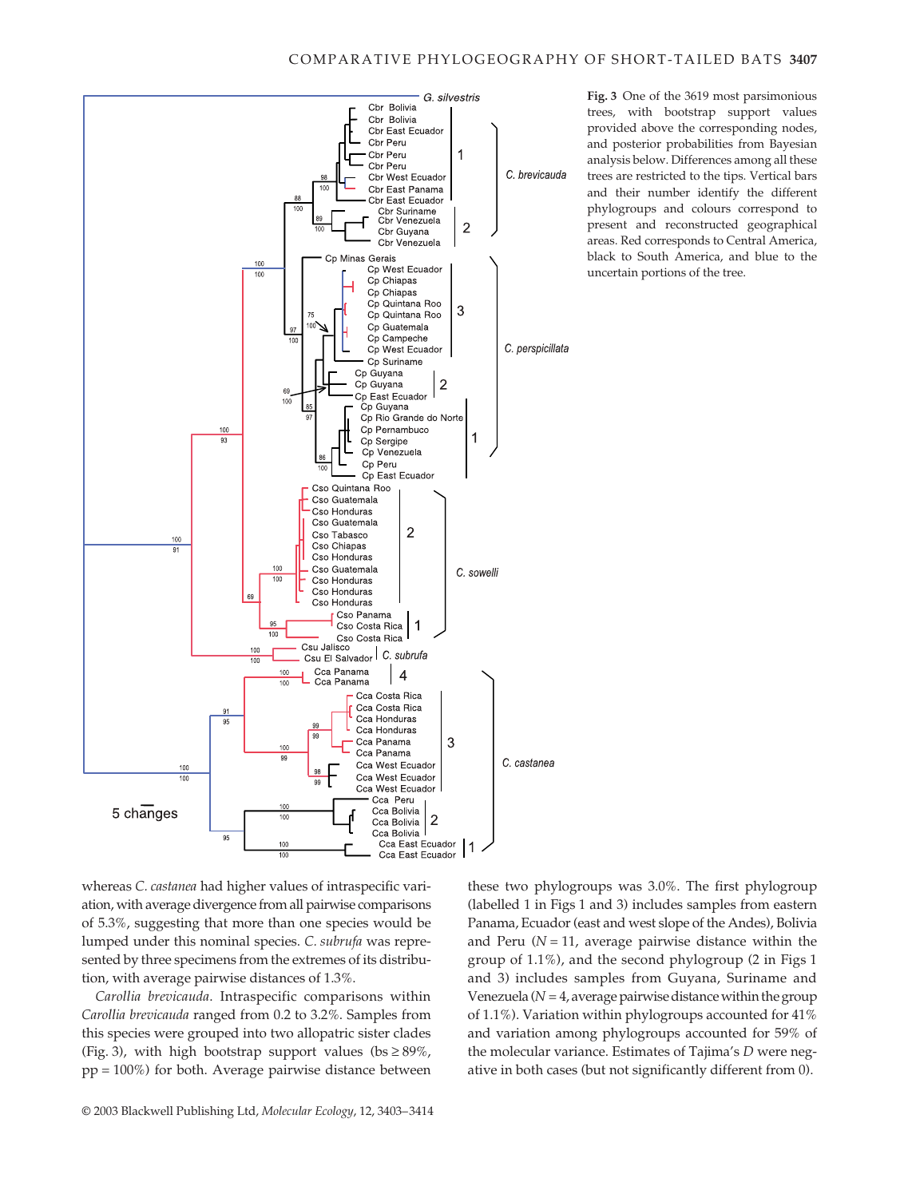**Fig. 3** One of the 3619 most parsimonious trees, with bootstrap support values provided above the corresponding nodes, and posterior probabilities from Bayesian analysis below. Differences among all these trees are restricted to the tips. Vertical bars and their number identify the different phylogroups and colours correspond to present and reconstructed geographical areas. Red corresponds to Central America, black to South America, and blue to the uncertain portions of the tree.

whereas *C. castanea* had higher values of intraspecific variation, with average divergence from all pairwise comparisons of 5.3%, suggesting that more than one species would be lumped under this nominal species. *C. subrufa* was represented by three specimens from the extremes of its distribution, with average pairwise distances of 1.3%.

*Carollia brevicauda*. Intraspecific comparisons within *Carollia brevicauda* ranged from 0.2 to 3.2%. Samples from this species were grouped into two allopatric sister clades (Fig. 3), with high bootstrap support values (bs ≥ 89%, pp = 100%) for both. Average pairwise distance between these two phylogroups was 3.0%. The first phylogroup (labelled 1 in Figs 1 and 3) includes samples from eastern Panama, Ecuador (east and west slope of the Andes), Bolivia and Peru ($N = 11$, average pairwise distance within the group of 1.1%), and the second phylogroup (2 in Figs 1 and 3) includes samples from Guyana, Suriname and Venezuela ($N = 4$, average pairwise distance within the group of 1.1%). Variation within phylogroups accounted for 41% and variation among phylogroups accounted for 59% of the molecular variance. Estimates of Tajima's *D* were negative in both cases (but not significantly different from 0).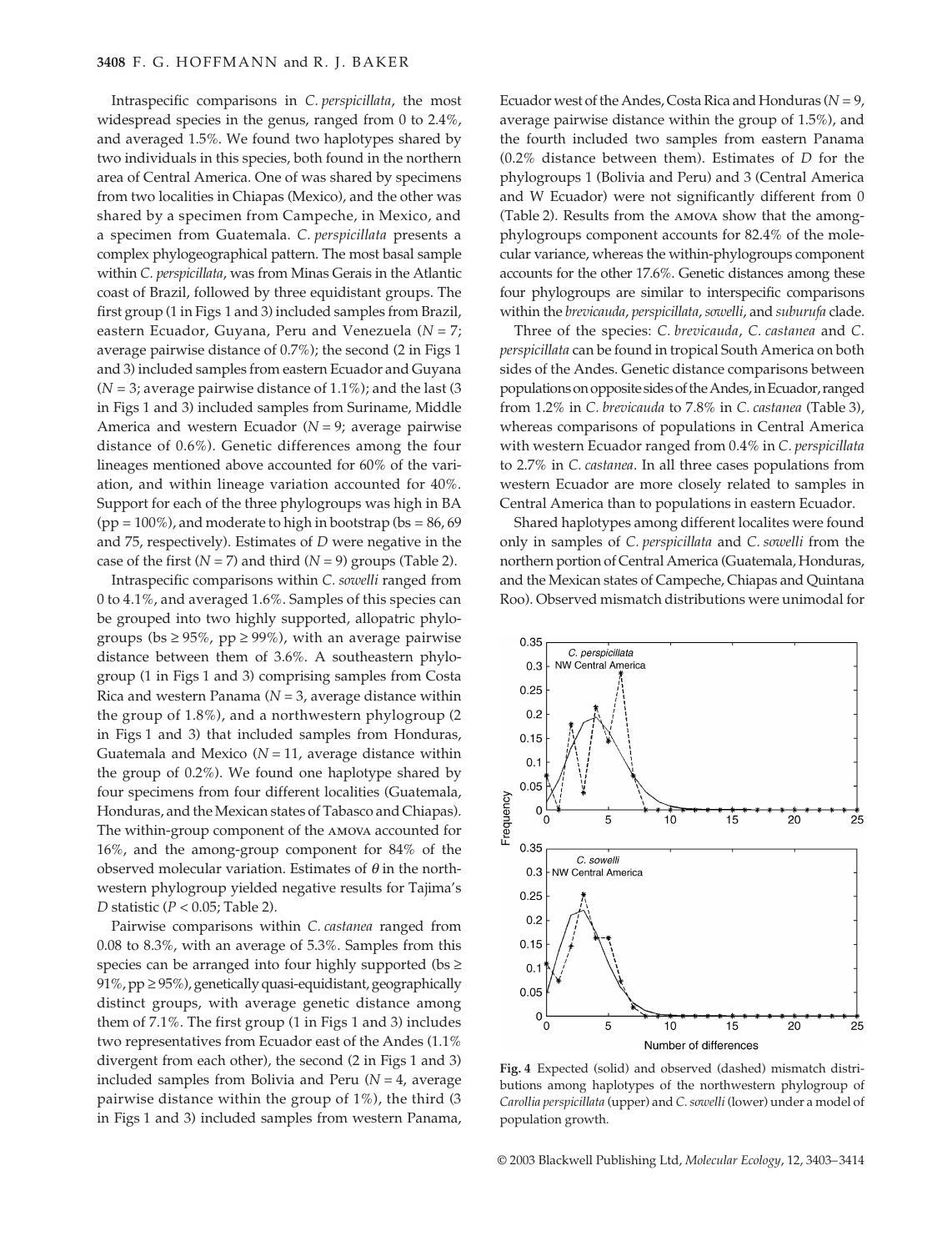Intraspecific comparisons in *C. perspicillata*, the most widespread species in the genus, ranged from 0 to 2.4%, and averaged 1.5%. We found two haplotypes shared by two individuals in this species, both found in the northern area of Central America. One of was shared by specimens from two localities in Chiapas (Mexico), and the other was shared by a specimen from Campeche, in Mexico, and a specimen from Guatemala. *C. perspicillata* presents a complex phylogeographical pattern. The most basal sample within *C. perspicillata*, was from Minas Gerais in the Atlantic coast of Brazil, followed by three equidistant groups. The first group (1 in Figs 1 and 3) included samples from Brazil, eastern Ecuador, Guyana, Peru and Venezuela ($N = 7$; average pairwise distance of 0.7%); the second (2 in Figs 1 and 3) included samples from eastern Ecuador and Guyana ($N = 3$; average pairwise distance of 1.1%); and the last (3 in Figs 1 and 3) included samples from Suriname, Middle America and western Ecuador ($N = 9$; average pairwise distance of 0.6%). Genetic differences among the four lineages mentioned above accounted for 60% of the variation, and within lineage variation accounted for 40%. Support for each of the three phylogroups was high in BA (pp = 100%), and moderate to high in bootstrap (bs = 86, 69 and 75, respectively). Estimates of $D$ were negative in the case of the first ($N = 7$) and third ($N = 9$) groups (Table 2).

Intraspecific comparisons within *C. sowelli* ranged from 0 to 4.1%, and averaged 1.6%. Samples of this species can be grouped into two highly supported, allopatric phylogroups (bs ≥ 95%, pp ≥ 99%), with an average pairwise distance between them of 3.6%. A southeastern phylogroup (1 in Figs 1 and 3) comprising samples from Costa Rica and western Panama ($N = 3$, average distance within the group of 1.8%), and a northwestern phylogroup (2 in Figs 1 and 3) that included samples from Honduras, Guatemala and Mexico ($N = 11$, average distance within the group of 0.2%). We found one haplotype shared by four specimens from four different localities (Guatemala, Honduras, and the Mexican states of Tabasco and Chiapas). The within-group component of the AMOVA accounted for 16%, and the among-group component for 84% of the observed molecular variation. Estimates of $\theta$ in the northwestern phylogroup yielded negative results for Tajima's $D$ statistic ($P < 0.05$; Table 2).

Pairwise comparisons within *C. castanea* ranged from 0.08 to 8.3%, with an average of 5.3%. Samples from this species can be arranged into four highly supported (bs ≥ 91%, pp ≥ 95%), genetically quasi-equidistant, geographically distinct groups, with average genetic distance among them of 7.1%. The first group (1 in Figs 1 and 3) includes two representatives from Ecuador east of the Andes (1.1% divergent from each other), the second (2 in Figs 1 and 3) included samples from Bolivia and Peru ($N = 4$, average pairwise distance within the group of 1%), the third (3 in Figs 1 and 3) included samples from western Panama, Ecuador west of the Andes, Costa Rica and Honduras ($N = 9$, average pairwise distance within the group of 1.5%), and the fourth included two samples from eastern Panama (0.2% distance between them). Estimates of $D$ for the phylogroups 1 (Bolivia and Peru) and 3 (Central America and W Ecuador) were not significantly different from 0 (Table 2). Results from the AMOVA show that the among-phylogroups component accounts for 82.4% of the molecular variance, whereas the within-phylogroups component accounts for the other 17.6%. Genetic distances among these four phylogroups are similar to interspecific comparisons within the *brevicauda*, *perspicillata*, *sowelli*, and *suburufa* clade.

Three of the species: *C. brevicauda*, *C. castanea* and *C. perspicillata* can be found in tropical South America on both sides of the Andes. Genetic distance comparisons between populations on opposite sides of the Andes, in Ecuador, ranged from 1.2% in *C. brevicauda* to 7.8% in *C. castanea* (Table 3), whereas comparisons of populations in Central America with western Ecuador ranged from 0.4% in *C. perspicillata* to 2.7% in *C. castanea*. In all three cases populations from western Ecuador are more closely related to samples in Central America than to populations in eastern Ecuador.

Shared haplotypes among different localites were found only in samples of *C. perspicillata* and *C. sowelli* from the northern portion of Central America (Guatemala, Honduras, and the Mexican states of Campeche, Chiapas and Quintana Roo). Observed mismatch distributions were unimodal for

**Fig. 4** Expected (solid) and observed (dashed) mismatch distributions among haplotypes of the northwestern phylogroup of *Carollia perspicillata* (upper) and *C. sowelli* (lower) under a model of population growth.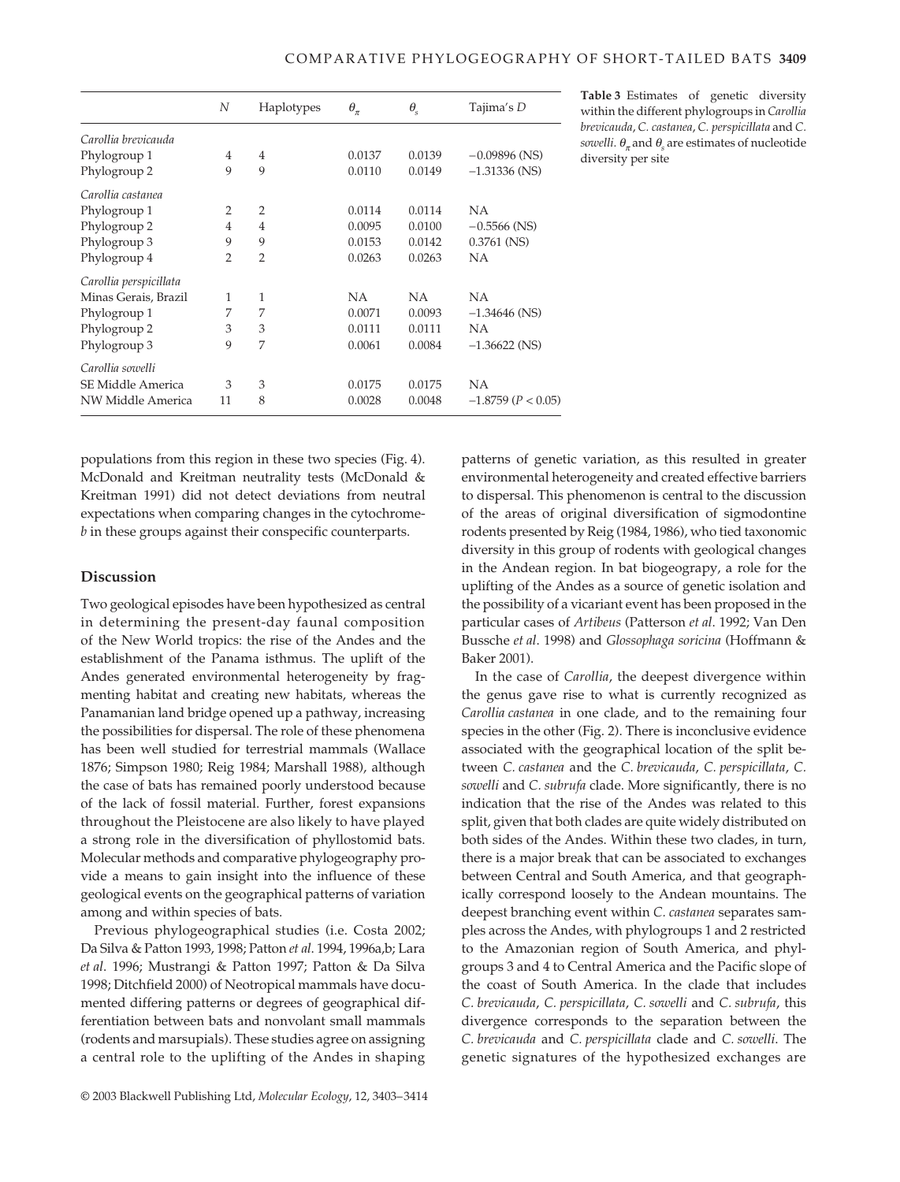| | $N$ | Haplotypes | $\theta_\pi$ | $\theta_s$ | Tajima's $D$ |
|---|---|---|---|---|---|
| *Carollia brevicauda* | | | | | |
| Phylogroup 1 | 4 | 4 | 0.0137 | 0.0139 | −0.09896 (NS) |
| Phylogroup 2 | 9 | 9 | 0.0110 | 0.0149 | −1.31336 (NS) |
| *Carollia castanea* | | | | | |
| Phylogroup 1 | 2 | 2 | 0.0114 | 0.0114 | NA |
| Phylogroup 2 | 4 | 4 | 0.0095 | 0.0100 | −0.5566 (NS) |
| Phylogroup 3 | 9 | 9 | 0.0153 | 0.0142 | 0.3761 (NS) |
| Phylogroup 4 | 2 | 2 | 0.0263 | 0.0263 | NA |
| *Carollia perspicillata* | | | | | |
| Minas Gerais, Brazil | 1 | 1 | NA | NA | NA |
| Phylogroup 1 | 7 | 7 | 0.0071 | 0.0093 | −1.34646 (NS) |
| Phylogroup 2 | 3 | 3 | 0.0111 | 0.0111 | NA |
| Phylogroup 3 | 9 | 7 | 0.0061 | 0.0084 | −1.36622 (NS) |
| *Carollia sowelli* | | | | | |
| SE Middle America | 3 | 3 | 0.0175 | 0.0175 | NA |
| NW Middle America | 11 | 8 | 0.0028 | 0.0048 | −1.8759 ($P < 0.05$) |

**Table 3** Estimates of genetic diversity within the different phylogroups in *Carollia brevicauda*, *C. castanea*, *C. perspicillata* and *C. sowelli*. $\theta_\pi$ and $\theta_s$ are estimates of nucleotide diversity per site

populations from this region in these two species (Fig. 4). McDonald and Kreitman neutrality tests (McDonald & Kreitman 1991) did not detect deviations from neutral expectations when comparing changes in the cytochrome-*b* in these groups against their conspecific counterparts.

## Discussion

Two geological episodes have been hypothesized as central in determining the present-day faunal composition of the New World tropics: the rise of the Andes and the establishment of the Panama isthmus. The uplift of the Andes generated environmental heterogeneity by fragmenting habitat and creating new habitats, whereas the Panamanian land bridge opened up a pathway, increasing the possibilities for dispersal. The role of these phenomena has been well studied for terrestrial mammals (Wallace 1876; Simpson 1980; Reig 1984; Marshall 1988), although the case of bats has remained poorly understood because of the lack of fossil material. Further, forest expansions throughout the Pleistocene are also likely to have played a strong role in the diversification of phyllostomid bats. Molecular methods and comparative phylogeography provide a means to gain insight into the influence of these geological events on the geographical patterns of variation among and within species of bats.

Previous phylogeographical studies (i.e. Costa 2002; Da Silva & Patton 1993, 1998; Patton *et al*. 1994, 1996a,b; Lara *et al*. 1996; Mustrangi & Patton 1997; Patton & Da Silva 1998; Ditchfield 2000) of Neotropical mammals have documented differing patterns or degrees of geographical differentiation between bats and nonvolant small mammals (rodents and marsupials). These studies agree on assigning a central role to the uplifting of the Andes in shaping patterns of genetic variation, as this resulted in greater environmental heterogeneity and created effective barriers to dispersal. This phenomenon is central to the discussion of the areas of original diversification of sigmodontine rodents presented by Reig (1984, 1986), who tied taxonomic diversity in this group of rodents with geological changes in the Andean region. In bat biogeograpy, a role for the uplifting of the Andes as a source of genetic isolation and the possibility of a vicariant event has been proposed in the particular cases of *Artibeus* (Patterson *et al*. 1992; Van Den Bussche *et al*. 1998) and *Glossophaga soricina* (Hoffmann & Baker 2001).

In the case of *Carollia*, the deepest divergence within the genus gave rise to what is currently recognized as *Carollia castanea* in one clade, and to the remaining four species in the other (Fig. 2). There is inconclusive evidence associated with the geographical location of the split between *C. castanea* and the *C. brevicauda*, *C. perspicillata*, *C. sowelli* and *C. subrufa* clade. More significantly, there is no indication that the rise of the Andes was related to this split, given that both clades are quite widely distributed on both sides of the Andes. Within these two clades, in turn, there is a major break that can be associated to exchanges between Central and South America, and that geographically correspond loosely to the Andean mountains. The deepest branching event within *C. castanea* separates samples across the Andes, with phylogroups 1 and 2 restricted to the Amazonian region of South America, and phylgroups 3 and 4 to Central America and the Pacific slope of the coast of South America. In the clade that includes *C. brevicauda*, *C. perspicillata*, *C. sowelli* and *C. subrufa*, this divergence corresponds to the separation between the *C. brevicauda* and *C. perspicillata* clade and *C. sowelli*. The genetic signatures of the hypothesized exchanges are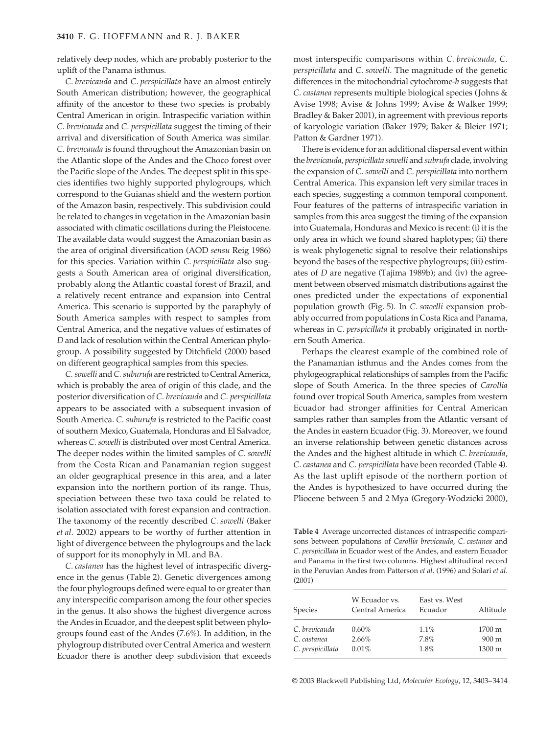relatively deep nodes, which are probably posterior to the uplift of the Panama isthmus.

*C. brevicauda* and *C. perspicillata* have an almost entirely South American distribution; however, the geographical affinity of the ancestor to these two species is probably Central American in origin. Intraspecific variation within *C. brevicauda* and *C. perspicillata* suggest the timing of their arrival and diversification of South America was similar. *C. brevicauda* is found throughout the Amazonian basin on the Atlantic slope of the Andes and the Choco forest over the Pacific slope of the Andes. The deepest split in this species identifies two highly supported phylogroups, which correspond to the Guianas shield and the western portion of the Amazon basin, respectively. This subdivision could be related to changes in vegetation in the Amazonian basin associated with climatic oscillations during the Pleistocene. The available data would suggest the Amazonian basin as the area of original diversification (AOD *sensu* Reig 1986) for this species. Variation within *C. perspicillata* also suggests a South American area of original diversification, probably along the Atlantic coastal forest of Brazil, and a relatively recent entrance and expansion into Central America. This scenario is supported by the paraphyly of South America samples with respect to samples from Central America, and the negative values of estimates of *D* and lack of resolution within the Central American phylogroup. A possibility suggested by Ditchfield (2000) based on different geographical samples from this species.

*C. sowelli* and *C. suburufa* are restricted to Central America, which is probably the area of origin of this clade, and the posterior diversification of *C. brevicauda* and *C. perspicillata* appears to be associated with a subsequent invasion of South America. *C. suburufa* is restricted to the Pacific coast of southern Mexico, Guatemala, Honduras and El Salvador, whereas *C. sowelli* is distributed over most Central America. The deeper nodes within the limited samples of *C. sowelli* from the Costa Rican and Panamanian region suggest an older geographical presence in this area, and a later expansion into the northern portion of its range. Thus, speciation between these two taxa could be related to isolation associated with forest expansion and contraction. The taxonomy of the recently described *C. sowelli* (Baker *et al*. 2002) appears to be worthy of further attention in light of divergence between the phylogroups and the lack of support for its monophyly in ML and BA.

*C. castanea* has the highest level of intraspecific divergence in the genus (Table 2). Genetic divergences among the four phylogroups defined were equal to or greater than any interspecific comparison among the four other species in the genus. It also shows the highest divergence across the Andes in Ecuador, and the deepest split between phylogroups found east of the Andes (7.6%). In addition, in the phylogroup distributed over Central America and western Ecuador there is another deep subdivision that exceeds most interspecific comparisons within *C. brevicauda*, *C. perspicillata* and *C. sowelli*. The magnitude of the genetic differences in the mitochondrial cytochrome-*b* suggests that *C. castanea* represents multiple biological species (Johns & Avise 1998; Avise & Johns 1999; Avise & Walker 1999; Bradley & Baker 2001), in agreement with previous reports of karyologic variation (Baker 1979; Baker & Bleier 1971; Patton & Gardner 1971).

There is evidence for an additional dispersal event within the *brevicauda*, *perspicillata sowelli* and *subrufa* clade, involving the expansion of *C. sowelli* and *C. perspicillata* into northern Central America. This expansion left very similar traces in each species, suggesting a common temporal component. Four features of the patterns of intraspecific variation in samples from this area suggest the timing of the expansion into Guatemala, Honduras and Mexico is recent: (i) it is the only area in which we found shared haplotypes; (ii) there is weak phylogenetic signal to resolve their relationships beyond the bases of the respective phylogroups; (iii) estimates of *D* are negative (Tajima 1989b); and (iv) the agreement between observed mismatch distributions against the ones predicted under the expectations of exponential population growth (Fig. 5). In *C. sowelli* expansion probably occurred from populations in Costa Rica and Panama, whereas in *C. perspicillata* it probably originated in northern South America.

Perhaps the clearest example of the combined role of the Panamanian isthmus and the Andes comes from the phylogeographical relationships of samples from the Pacific slope of South America. In the three species of *Carollia* found over tropical South America, samples from western Ecuador had stronger affinities for Central American samples rather than samples from the Atlantic versant of the Andes in eastern Ecuador (Fig. 3). Moreover, we found an inverse relationship between genetic distances across the Andes and the highest altitude in which *C. brevicauda*, *C. castanea* and *C. perspicillata* have been recorded (Table 4). As the last uplift episode of the northern portion of the Andes is hypothesized to have occurred during the Pliocene between 5 and 2 Mya (Gregory-Wodzicki 2000),

**Table 4** Average uncorrected distances of intraspecific comparisons between populations of *Carollia brevicauda*, *C. castanea* and *C. perspicillata* in Ecuador west of the Andes, and eastern Ecuador and Panama in the first two columns. Highest altitudinal record in the Peruvian Andes from Patterson *et al*. (1996) and Solari *et al*. (2001)

| Species | W Ecuador vs. Central America | East vs. West Ecuador | Altitude |
|---|---|---|---|
| *C. brevicauda* | 0.60% | 1.1% | 1700 m |
| *C. castanea* | 2.66% | 7.8% | 900 m |
| *C. perspicillata* | 0.01% | 1.8% | 1300 m |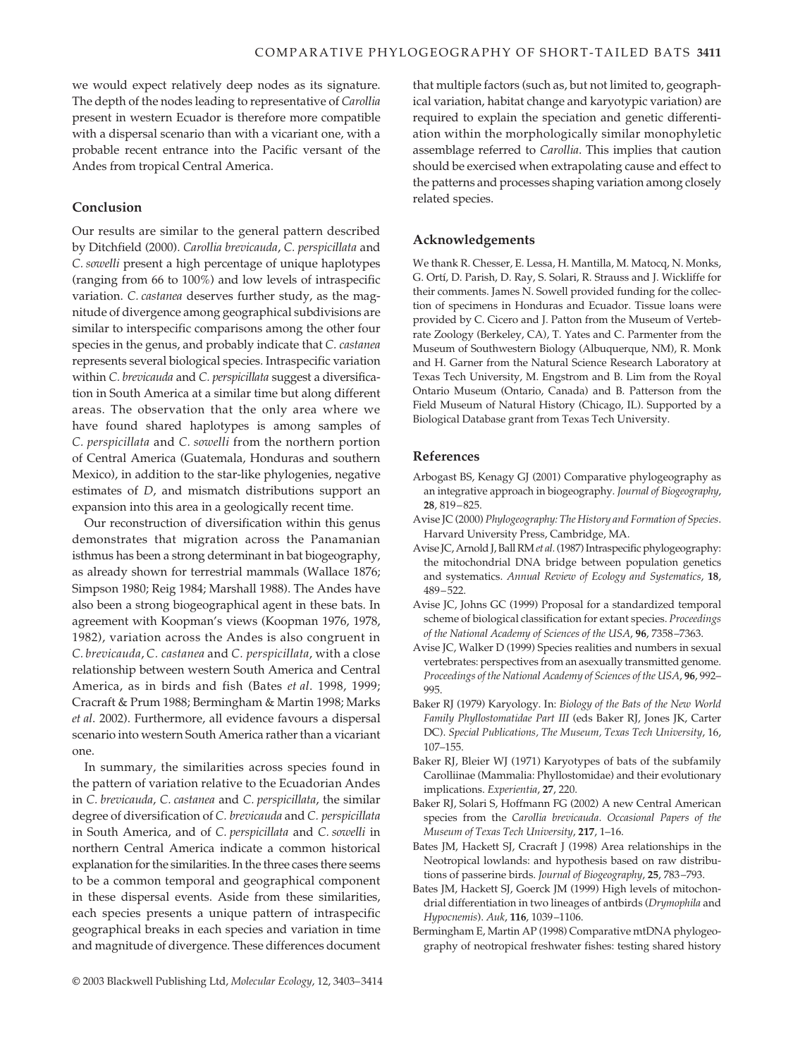we would expect relatively deep nodes as its signature. The depth of the nodes leading to representative of *Carollia* present in western Ecuador is therefore more compatible with a dispersal scenario than with a vicariant one, with a probable recent entrance into the Pacific versant of the Andes from tropical Central America.

## Conclusion

Our results are similar to the general pattern described by Ditchfield (2000). *Carollia brevicauda*, *C. perspicillata* and *C. sowelli* present a high percentage of unique haplotypes (ranging from 66 to 100%) and low levels of intraspecific variation. *C. castanea* deserves further study, as the magnitude of divergence among geographical subdivisions are similar to interspecific comparisons among the other four species in the genus, and probably indicate that *C. castanea* represents several biological species. Intraspecific variation within *C. brevicauda* and *C. perspicillata* suggest a diversification in South America at a similar time but along different areas. The observation that the only area where we have found shared haplotypes is among samples of *C. perspicillata* and *C. sowelli* from the northern portion of Central America (Guatemala, Honduras and southern Mexico), in addition to the star-like phylogenies, negative estimates of *D*, and mismatch distributions support an expansion into this area in a geologically recent time.

Our reconstruction of diversification within this genus demonstrates that migration across the Panamanian isthmus has been a strong determinant in bat biogeography, as already shown for terrestrial mammals (Wallace 1876; Simpson 1980; Reig 1984; Marshall 1988). The Andes have also been a strong biogeographical agent in these bats. In agreement with Koopman's views (Koopman 1976, 1978, 1982), variation across the Andes is also congruent in *C. brevicauda*, *C. castanea* and *C. perspicillata*, with a close relationship between western South America and Central America, as in birds and fish (Bates *et al*. 1998, 1999; Cracraft & Prum 1988; Bermingham & Martin 1998; Marks *et al*. 2002). Furthermore, all evidence favours a dispersal scenario into western South America rather than a vicariant one.

In summary, the similarities across species found in the pattern of variation relative to the Ecuadorian Andes in *C. brevicauda*, *C. castanea* and *C. perspicillata*, the similar degree of diversification of *C. brevicauda* and *C. perspicillata* in South America, and of *C. perspicillata* and *C. sowelli* in northern Central America indicate a common historical explanation for the similarities. In the three cases there seems to be a common temporal and geographical component in these dispersal events. Aside from these similarities, each species presents a unique pattern of intraspecific geographical breaks in each species and variation in time and magnitude of divergence. These differences document that multiple factors (such as, but not limited to, geographical variation, habitat change and karyotypic variation) are required to explain the speciation and genetic differentiation within the morphologically similar monophyletic assemblage referred to *Carollia*. This implies that caution should be exercised when extrapolating cause and effect to the patterns and processes shaping variation among closely related species.

## Acknowledgements

We thank R. Chesser, E. Lessa, H. Mantilla, M. Matocq, N. Monks, G. Ortí, D. Parish, D. Ray, S. Solari, R. Strauss and J. Wickliffe for their comments. James N. Sowell provided funding for the collection of specimens in Honduras and Ecuador. Tissue loans were provided by C. Cicero and J. Patton from the Museum of Vertebrate Zoology (Berkeley, CA), T. Yates and C. Parmenter from the Museum of Southwestern Biology (Albuquerque, NM), R. Monk and H. Garner from the Natural Science Research Laboratory at Texas Tech University, M. Engstrom and B. Lim from the Royal Ontario Museum (Ontario, Canada) and B. Patterson from the Field Museum of Natural History (Chicago, IL). Supported by a Biological Database grant from Texas Tech University.

## References

Arbogast BS, Kenagy GJ (2001) Comparative phylogeography as an integrative approach in biogeography. *Journal of Biogeography*, **28**, 819–825.

Avise JC (2000) *Phylogeography: The History and Formation of Species*. Harvard University Press, Cambridge, MA.

Avise JC, Arnold J, Ball RM *et al*. (1987) Intraspecific phylogeography: the mitochondrial DNA bridge between population genetics and systematics. *Annual Review of Ecology and Systematics*, **18**, 489–522.

Avise JC, Johns GC (1999) Proposal for a standardized temporal scheme of biological classification for extant species. *Proceedings of the National Academy of Sciences of the USA*, **96**, 7358–7363.

Avise JC, Walker D (1999) Species realities and numbers in sexual vertebrates: perspectives from an asexually transmitted genome. *Proceedings of the National Academy of Sciences of the USA*, **96**, 992–995.

Baker RJ (1979) Karyology. In: *Biology of the Bats of the New World Family Phyllostomatidae Part III* (eds Baker RJ, Jones JK, Carter DC). *Special Publications, The Museum, Texas Tech University*, 16, 107–155.

Baker RJ, Bleier WJ (1971) Karyotypes of bats of the subfamily Carolliinae (Mammalia: Phyllostomidae) and their evolutionary implications. *Experientia*, **27**, 220.

Baker RJ, Solari S, Hoffmann FG (2002) A new Central American species from the *Carollia brevicauda*. *Occasional Papers of the Museum of Texas Tech University*, **217**, 1–16.

Bates JM, Hackett SJ, Cracraft J (1998) Area relationships in the Neotropical lowlands: and hypothesis based on raw distributions of passerine birds. *Journal of Biogeography*, **25**, 783–793.

Bates JM, Hackett SJ, Goerck JM (1999) High levels of mitochondrial differentiation in two lineages of antbirds (*Drymophila* and *Hypocnemis*). *Auk*, **116**, 1039–1106.

Bermingham E, Martin AP (1998) Comparative mtDNA phylogeography of neotropical freshwater fishes: testing shared history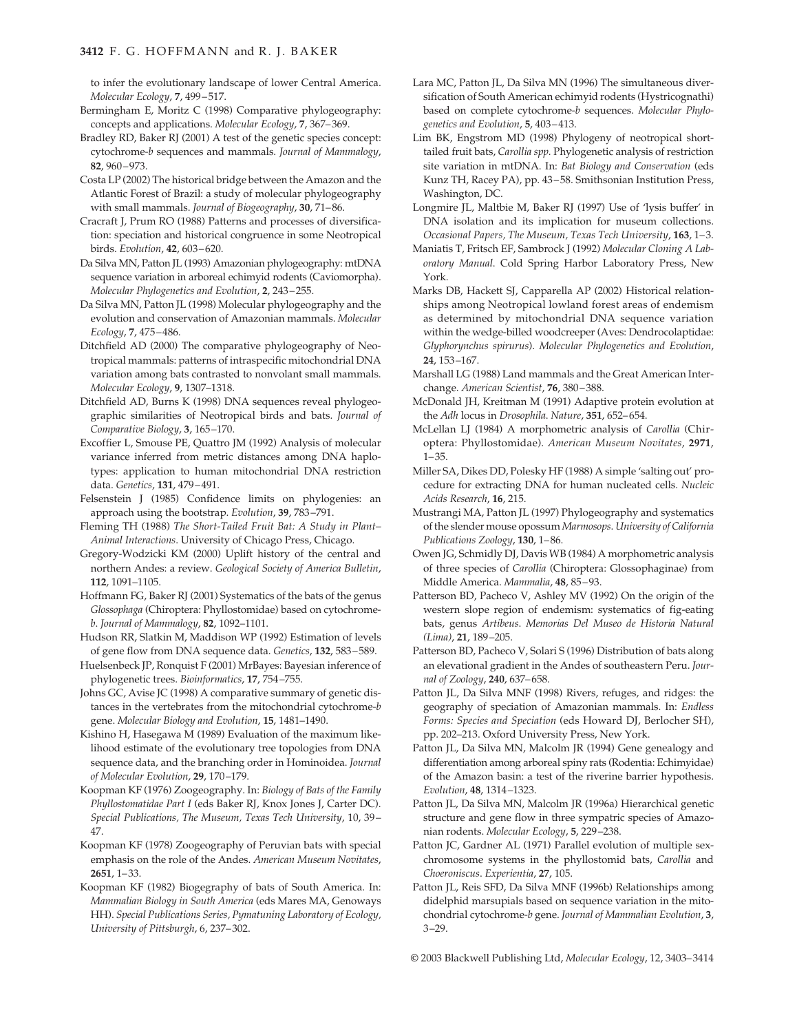to infer the evolutionary landscape of lower Central America. *Molecular Ecology*, **7**, 499–517.

Bermingham E, Moritz C (1998) Comparative phylogeography: concepts and applications. *Molecular Ecology*, **7**, 367–369.

Bradley RD, Baker RJ (2001) A test of the genetic species concept: cytochrome-*b* sequences and mammals. *Journal of Mammalogy*, **82**, 960–973.

Costa LP (2002) The historical bridge between the Amazon and the Atlantic Forest of Brazil: a study of molecular phylogeography with small mammals. *Journal of Biogeography*, **30**, 71–86.

Cracraft J, Prum RO (1988) Patterns and processes of diversification: speciation and historical congruence in some Neotropical birds. *Evolution*, **42**, 603–620.

Da Silva MN, Patton JL (1993) Amazonian phylogeography: mtDNA sequence variation in arboreal echimyid rodents (Caviomorpha). *Molecular Phylogenetics and Evolution*, **2**, 243–255.

Da Silva MN, Patton JL (1998) Molecular phylogeography and the evolution and conservation of Amazonian mammals. *Molecular Ecology*, **7**, 475–486.

Ditchfield AD (2000) The comparative phylogeography of Neotropical mammals: patterns of intraspecific mitochondrial DNA variation among bats contrasted to nonvolant small mammals. *Molecular Ecology*, **9**, 1307–1318.

Ditchfield AD, Burns K (1998) DNA sequences reveal phylogeographic similarities of Neotropical birds and bats. *Journal of Comparative Biology*, **3**, 165–170.

Excoffier L, Smouse PE, Quattro JM (1992) Analysis of molecular variance inferred from metric distances among DNA haplotypes: application to human mitochondrial DNA restriction data. *Genetics*, **131**, 479–491.

Felsenstein J (1985) Confidence limits on phylogenies: an approach using the bootstrap. *Evolution*, **39**, 783–791.

Fleming TH (1988) *The Short-Tailed Fruit Bat: A Study in Plant–Animal Interactions*. University of Chicago Press, Chicago.

Gregory-Wodzicki KM (2000) Uplift history of the central and northern Andes: a review. *Geological Society of America Bulletin*, **112**, 1091–1105.

Hoffmann FG, Baker RJ (2001) Systematics of the bats of the genus *Glossophaga* (Chiroptera: Phyllostomidae) based on cytochrome-*b*. *Journal of Mammalogy*, **82**, 1092–1101.

Hudson RR, Slatkin M, Maddison WP (1992) Estimation of levels of gene flow from DNA sequence data. *Genetics*, **132**, 583–589.

Huelsenbeck JP, Ronquist F (2001) MrBayes: Bayesian inference of phylogenetic trees. *Bioinformatics*, **17**, 754–755.

Johns GC, Avise JC (1998) A comparative summary of genetic distances in the vertebrates from the mitochondrial cytochrome-*b* gene. *Molecular Biology and Evolution*, **15**, 1481–1490.

Kishino H, Hasegawa M (1989) Evaluation of the maximum likelihood estimate of the evolutionary tree topologies from DNA sequence data, and the branching order in Hominoidea. *Journal of Molecular Evolution*, **29**, 170–179.

Koopman KF (1976) Zoogeography. In: *Biology of Bats of the Family Phyllostomatidae Part I* (eds Baker RJ, Knox Jones J, Carter DC). *Special Publications, The Museum, Texas Tech University*, 10, 39–47.

Koopman KF (1978) Zoogeography of Peruvian bats with special emphasis on the role of the Andes. *American Museum Novitates*, **2651**, 1–33.

Koopman KF (1982) Biogegraphy of bats of South America. In: *Mammalian Biology in South America* (eds Mares MA, Genoways HH). *Special Publications Series, Pymatuning Laboratory of Ecology, University of Pittsburgh*, 6, 237–302.

Lara MC, Patton JL, Da Silva MN (1996) The simultaneous diversification of South American echimyid rodents (Hystricognathi) based on complete cytochrome-*b* sequences. *Molecular Phylogenetics and Evolution*, **5**, 403–413.

Lim BK, Engstrom MD (1998) Phylogeny of neotropical short-tailed fruit bats, *Carollia spp*. Phylogenetic analysis of restriction site variation in mtDNA. In: *Bat Biology and Conservation* (eds Kunz TH, Racey PA), pp. 43–58. Smithsonian Institution Press, Washington, DC.

Longmire JL, Maltbie M, Baker RJ (1997) Use of 'lysis buffer' in DNA isolation and its implication for museum collections. *Occasional Papers, The Museum, Texas Tech University*, **163**, 1–3.

Maniatis T, Fritsch EF, Sambrock J (1992) *Molecular Cloning A Laboratory Manual*. Cold Spring Harbor Laboratory Press, New York.

Marks DB, Hackett SJ, Capparella AP (2002) Historical relationships among Neotropical lowland forest areas of endemism as determined by mitochondrial DNA sequence variation within the wedge-billed woodcreeper (Aves: Dendrocolaptidae: *Glyphorynchus spirurus*). *Molecular Phylogenetics and Evolution*, **24**, 153–167.

Marshall LG (1988) Land mammals and the Great American Interchange. *American Scientist*, **76**, 380–388.

McDonald JH, Kreitman M (1991) Adaptive protein evolution at the *Adh* locus in *Drosophila*. *Nature*, **351**, 652–654.

McLellan LJ (1984) A morphometric analysis of *Carollia* (Chiroptera: Phyllostomidae). *American Museum Novitates*, **2971**, 1–35.

Miller SA, Dikes DD, Polesky HF (1988) A simple 'salting out' procedure for extracting DNA for human nucleated cells. *Nucleic Acids Research*, **16**, 215.

Mustrangi MA, Patton JL (1997) Phylogeography and systematics of the slender mouse opossum *Marmosops*. *University of California Publications Zoology*, **130**, 1–86.

Owen JG, Schmidly DJ, Davis WB (1984) A morphometric analysis of three species of *Carollia* (Chiroptera: Glossophaginae) from Middle America. *Mammalia*, **48**, 85–93.

Patterson BD, Pacheco V, Ashley MV (1992) On the origin of the western slope region of endemism: systematics of fig-eating bats, genus *Artibeus*. *Memorias Del Museo de Historia Natural (Lima)*, **21**, 189–205.

Patterson BD, Pacheco V, Solari S (1996) Distribution of bats along an elevational gradient in the Andes of southeastern Peru. *Journal of Zoology*, **240**, 637–658.

Patton JL, Da Silva MNF (1998) Rivers, refuges, and ridges: the geography of speciation of Amazonian mammals. In: *Endless Forms: Species and Speciation* (eds Howard DJ, Berlocher SH), pp. 202–213. Oxford University Press, New York.

Patton JL, Da Silva MN, Malcolm JR (1994) Gene genealogy and differentiation among arboreal spiny rats (Rodentia: Echimyidae) of the Amazon basin: a test of the riverine barrier hypothesis. *Evolution*, **48**, 1314–1323.

Patton JL, Da Silva MN, Malcolm JR (1996a) Hierarchical genetic structure and gene flow in three sympatric species of Amazonian rodents. *Molecular Ecology*, **5**, 229–238.

Patton JC, Gardner AL (1971) Parallel evolution of multiple sex-chromosome systems in the phyllostomid bats, *Carollia* and *Choeroniscus*. *Experientia*, **27**, 105.

Patton JL, Reis SFD, Da Silva MNF (1996b) Relationships among didelphid marsupials based on sequence variation in the mitochondrial cytochrome-*b* gene. *Journal of Mammalian Evolution*, **3**, 3–29.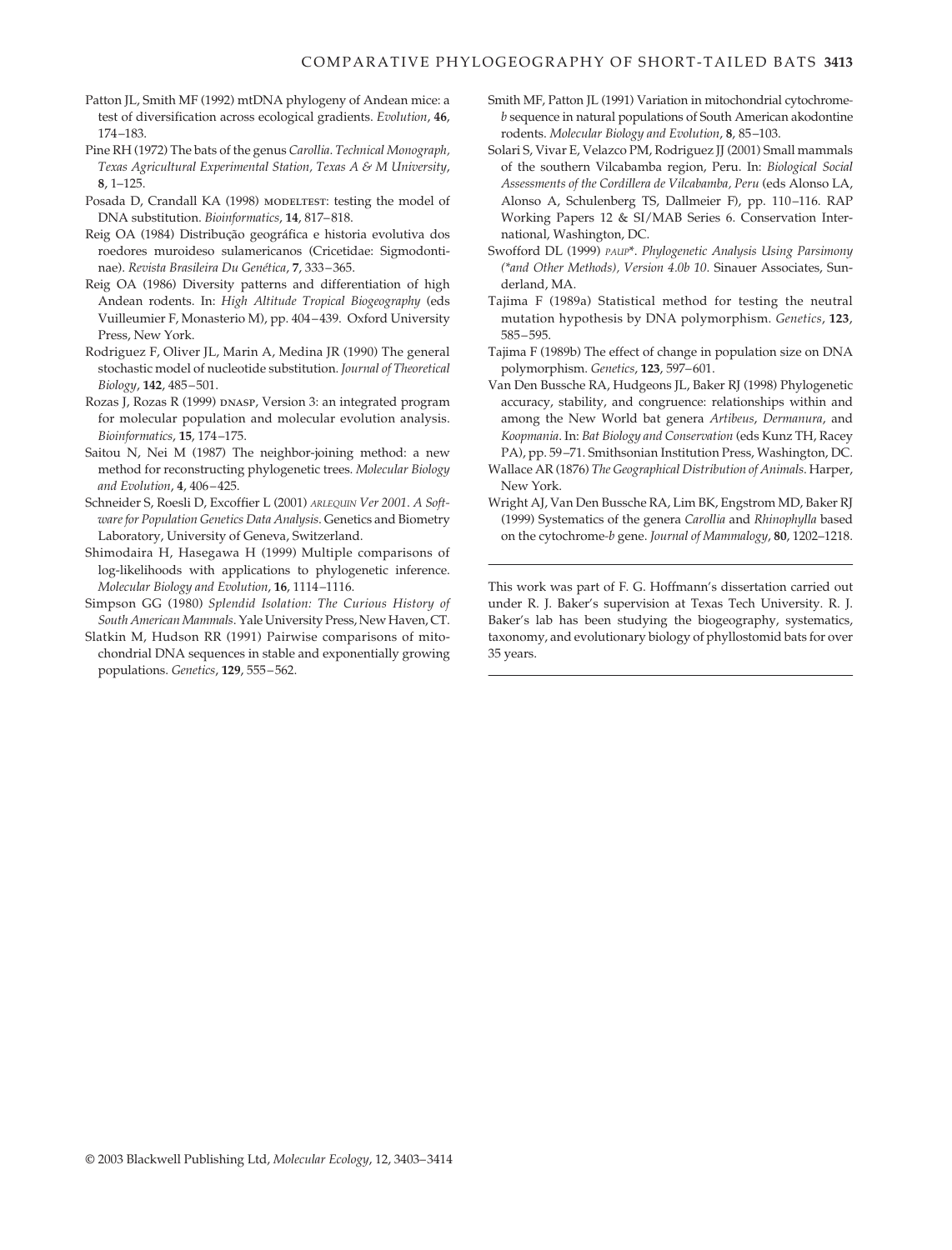Patton JL, Smith MF (1992) mtDNA phylogeny of Andean mice: a test of diversification across ecological gradients. *Evolution*, **46**, 174–183.

Pine RH (1972) The bats of the genus *Carollia*. *Technical Monograph, Texas Agricultural Experimental Station, Texas A & M University*, **8**, 1–125.

Posada D, Crandall KA (1998) MODELTEST: testing the model of DNA substitution. *Bioinformatics*, **14**, 817–818.

Reig OA (1984) Distribução geográfica e historia evolutiva dos roedores muroideso sulamericanos (Cricetidae: Sigmodontinae). *Revista Brasileira Du Genética*, **7**, 333–365.

Reig OA (1986) Diversity patterns and differentiation of high Andean rodents. In: *High Altitude Tropical Biogeography* (eds Vuilleumier F, Monasterio M), pp. 404–439. Oxford University Press, New York.

Rodriguez F, Oliver JL, Marin A, Medina JR (1990) The general stochastic model of nucleotide substitution. *Journal of Theoretical Biology*, **142**, 485–501.

Rozas J, Rozas R (1999) DNASP, Version 3: an integrated program for molecular population and molecular evolution analysis. *Bioinformatics*, **15**, 174–175.

Saitou N, Nei M (1987) The neighbor-joining method: a new method for reconstructing phylogenetic trees. *Molecular Biology and Evolution*, **4**, 406–425.

Schneider S, Roesli D, Excoffier L (2001) *ARLEQUIN Ver 2001. A Software for Population Genetics Data Analysis*. Genetics and Biometry Laboratory, University of Geneva, Switzerland.

Shimodaira H, Hasegawa H (1999) Multiple comparisons of log-likelihoods with applications to phylogenetic inference. *Molecular Biology and Evolution*, **16**, 1114–1116.

Simpson GG (1980) *Splendid Isolation: The Curious History of South American Mammals*. Yale University Press, New Haven, CT.

Slatkin M, Hudson RR (1991) Pairwise comparisons of mitochondrial DNA sequences in stable and exponentially growing populations. *Genetics*, **129**, 555–562.

Smith MF, Patton JL (1991) Variation in mitochondrial cytochrome-*b* sequence in natural populations of South American akodontine rodents. *Molecular Biology and Evolution*, **8**, 85–103.

Solari S, Vivar E, Velazco PM, Rodriguez JJ (2001) Small mammals of the southern Vilcabamba region, Peru. In: *Biological Social Assessments of the Cordillera de Vilcabamba, Peru* (eds Alonso LA, Alonso A, Schulenberg TS, Dallmeier F), pp. 110–116. RAP Working Papers 12 & SI/MAB Series 6. Conservation International, Washington, DC.

Swofford DL (1999) *PAUP\*. Phylogenetic Analysis Using Parsimony (\*and Other Methods), Version 4.0b 10*. Sinauer Associates, Sunderland, MA.

Tajima F (1989a) Statistical method for testing the neutral mutation hypothesis by DNA polymorphism. *Genetics*, **123**, 585–595.

Tajima F (1989b) The effect of change in population size on DNA polymorphism. *Genetics*, **123**, 597–601.

Van Den Bussche RA, Hudgeons JL, Baker RJ (1998) Phylogenetic accuracy, stability, and congruence: relationships within and among the New World bat genera *Artibeus*, *Dermanura*, and *Koopmania*. In: *Bat Biology and Conservation* (eds Kunz TH, Racey PA), pp. 59–71. Smithsonian Institution Press, Washington, DC.

Wallace AR (1876) *The Geographical Distribution of Animals*. Harper, New York.

Wright AJ, Van Den Bussche RA, Lim BK, Engstrom MD, Baker RJ (1999) Systematics of the genera *Carollia* and *Rhinophylla* based on the cytochrome-*b* gene. *Journal of Mammalogy*, **80**, 1202–1218.

---

This work was part of F. G. Hoffmann's dissertation carried out under R. J. Baker's supervision at Texas Tech University. R. J. Baker's lab has been studying the biogeography, systematics, taxonomy, and evolutionary biology of phyllostomid bats for over 35 years.

---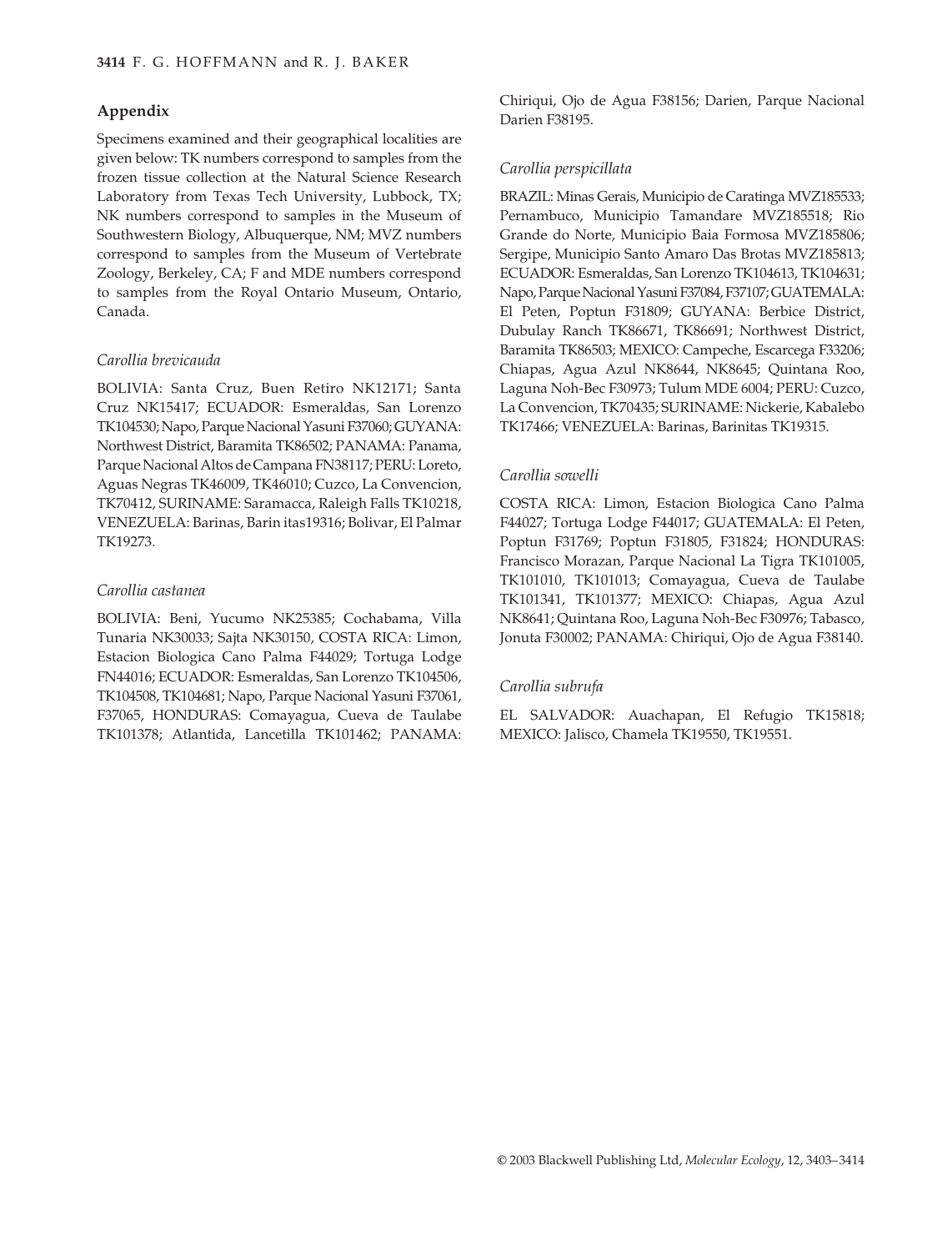## Appendix

Specimens examined and their geographical localities are given below: TK numbers correspond to samples from the frozen tissue collection at the Natural Science Research Laboratory from Texas Tech University, Lubbock, TX; NK numbers correspond to samples in the Museum of Southwestern Biology, Albuquerque, NM; MVZ numbers correspond to samples from the Museum of Vertebrate Zoology, Berkeley, CA; F and MDE numbers correspond to samples from the Royal Ontario Museum, Ontario, Canada.

### *Carollia brevicauda*

BOLIVIA: Santa Cruz, Buen Retiro NK12171; Santa Cruz NK15417; ECUADOR: Esmeraldas, San Lorenzo TK104530; Napo, Parque Nacional Yasuni F37060; GUYANA: Northwest District, Baramita TK86502; PANAMA: Panama, Parque Nacional Altos de Campana FN38117; PERU: Loreto, Aguas Negras TK46009, TK46010; Cuzco, La Convencion, TK70412, SURINAME: Saramacca, Raleigh Falls TK10218, VENEZUELA: Barinas, Barin itas19316; Bolivar, El Palmar TK19273.

### *Carollia castanea*

BOLIVIA: Beni, Yucumo NK25385; Cochabama, Villa Tunaria NK30033; Sajta NK30150, COSTA RICA: Limon, Estacion Biologica Cano Palma F44029; Tortuga Lodge FN44016; ECUADOR: Esmeraldas, San Lorenzo TK104506, TK104508, TK104681; Napo, Parque Nacional Yasuni F37061, F37065, HONDURAS: Comayagua, Cueva de Taulabe TK101378; Atlantida, Lancetilla TK101462; PANAMA: Chiriqui, Ojo de Agua F38156; Darien, Parque Nacional Darien F38195.

### *Carollia perspicillata*

BRAZIL: Minas Gerais, Municipio de Caratinga MVZ185533; Pernambuco, Municipio Tamandare MVZ185518; Rio Grande do Norte, Municipio Baia Formosa MVZ185806; Sergipe, Municipio Santo Amaro Das Brotas MVZ185813; ECUADOR: Esmeraldas, San Lorenzo TK104613, TK104631; Napo, Parque Nacional Yasuni F37084, F37107; GUATEMALA: El Peten, Poptun F31809; GUYANA: Berbice District, Dubulay Ranch TK86671, TK86691; Northwest District, Baramita TK86503; MEXICO: Campeche, Escarcega F33206; Chiapas, Agua Azul NK8644, NK8645; Quintana Roo, Laguna Noh-Bec F30973; Tulum MDE 6004; PERU: Cuzco, La Convencion, TK70435; SURINAME: Nickerie, Kabalebo TK17466; VENEZUELA: Barinas, Barinitas TK19315.

### *Carollia sowelli*

COSTA RICA: Limon, Estacion Biologica Cano Palma F44027; Tortuga Lodge F44017; GUATEMALA: El Peten, Poptun F31769; Poptun F31805, F31824; HONDURAS: Francisco Morazan, Parque Nacional La Tigra TK101005, TK101010, TK101013; Comayagua, Cueva de Taulabe TK101341, TK101377; MEXICO: Chiapas, Agua Azul NK8641; Quintana Roo, Laguna Noh-Bec F30976; Tabasco, Jonuta F30002; PANAMA: Chiriqui, Ojo de Agua F38140.

### *Carollia subrufa*

EL SALVADOR: Auachapan, El Refugio TK15818; MEXICO: Jalisco, Chamela TK19550, TK19551.